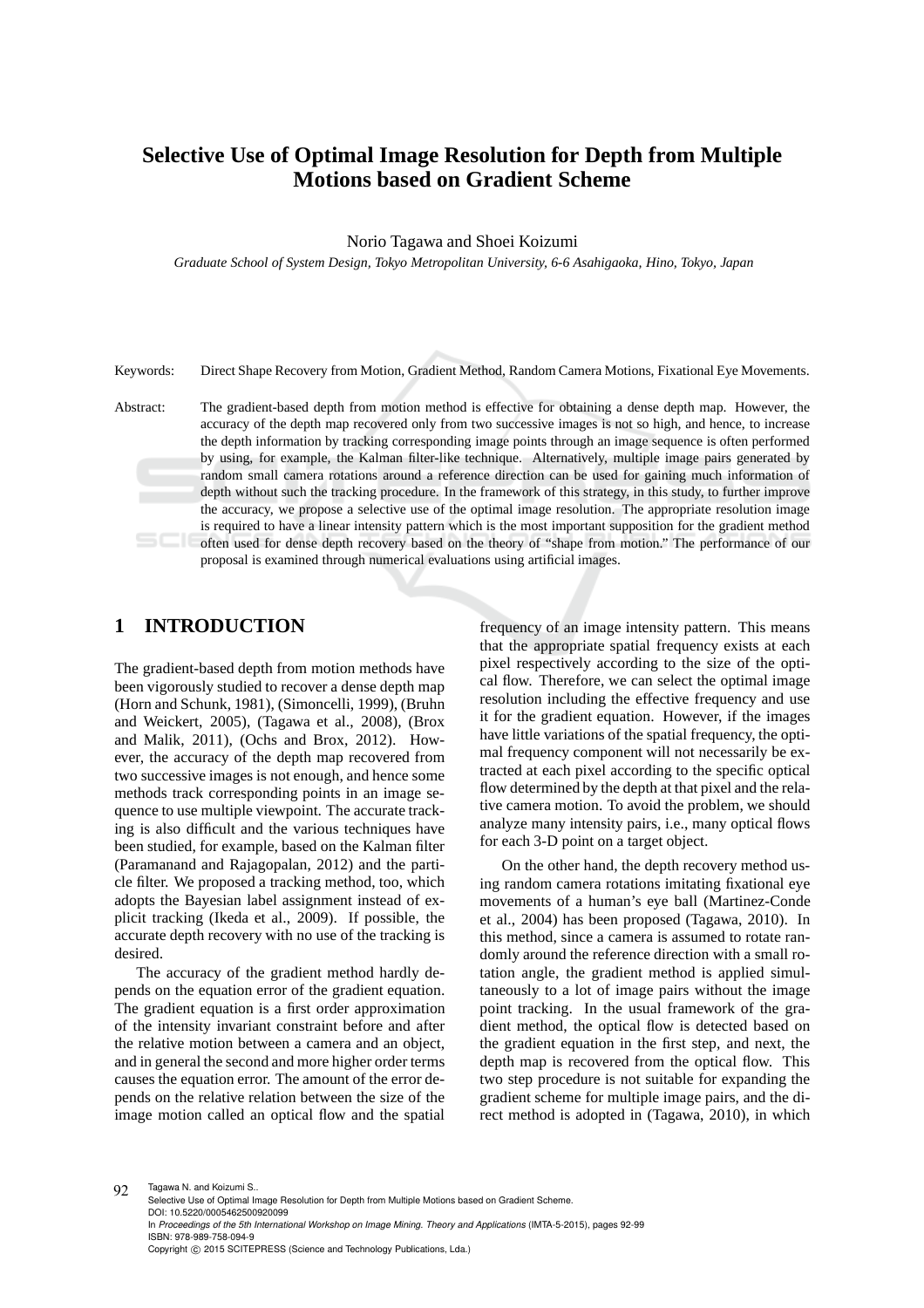# Selective Use of Optimal Image Resolution for Depth from Multiple Motions based on Gradient Scheme

Norio Tagawa and Shoei Koizumi

*Graduate School of System Design, Tokyo Metropolitan University, 6-6 Asahigaoka, Hino, Tokyo, Japan*

Keywords: Direct Shape Recovery from Motion, Gradient Method, Random Camera Motions, Fixational Eye Movements.

Abstract: The gradient-based depth from motion method is effective for obtaining a dense depth map. However, the accuracy of the depth map recovered only from two successive images is not so high, and hence, to increase the depth information by tracking corresponding image points through an image sequence is often performed by using, for example, the Kalman filter-like technique. Alternatively, multiple image pairs generated by random small camera rotations around a reference direction can be used for gaining much information of depth without such the tracking procedure. In the framework of this strategy, in this study, to further improve the accuracy, we propose a selective use of the optimal image resolution. The appropriate resolution image is required to have a linear intensity pattern which is the most important supposition for the gradient method often used for dense depth recovery based on the theory of "shape from motion." The performance of our proposal is examined through numerical evaluations using artificial images.

## 1 INTRODUCTION

The gradient-based depth from motion methods have been vigorously studied to recover a dense depth map (Horn and Schunk, 1981), (Simoncelli, 1999), (Bruhn and Weickert, 2005), (Tagawa et al., 2008), (Brox and Malik, 2011), (Ochs and Brox, 2012). However, the accuracy of the depth map recovered from two successive images is not enough, and hence some methods track corresponding points in an image sequence to use multiple viewpoint. The accurate tracking is also difficult and the various techniques have been studied, for example, based on the Kalman filter (Paramanand and Rajagopalan, 2012) and the particle filter. We proposed a tracking method, too, which adopts the Bayesian label assignment instead of explicit tracking (Ikeda et al., 2009). If possible, the accurate depth recovery with no use of the tracking is desired.

The accuracy of the gradient method hardly depends on the equation error of the gradient equation. The gradient equation is a first order approximation of the intensity invariant constraint before and after the relative motion between a camera and an object, and in general the second and more higher order terms causes the equation error. The amount of the error depends on the relative relation between the size of the image motion called an optical flow and the spatial frequency of an image intensity pattern. This means that the appropriate spatial frequency exists at each pixel respectively according to the size of the optical flow. Therefore, we can select the optimal image resolution including the effective frequency and use it for the gradient equation. However, if the images have little variations of the spatial frequency, the optimal frequency component will not necessarily be extracted at each pixel according to the specific optical flow determined by the depth at that pixel and the relative camera motion. To avoid the problem, we should analyze many intensity pairs, i.e., many optical flows for each 3-D point on a target object.

On the other hand, the depth recovery method using random camera rotations imitating fixational eye movements of a human's eye ball (Martinez-Conde et al., 2004) has been proposed (Tagawa, 2010). In this method, since a camera is assumed to rotate randomly around the reference direction with a small rotation angle, the gradient method is applied simultaneously to a lot of image pairs without the image point tracking. In the usual framework of the gradient method, the optical flow is detected based on the gradient equation in the first step, and next, the depth map is recovered from the optical flow. This two step procedure is not suitable for expanding the gradient scheme for multiple image pairs, and the direct method is adopted in (Tagawa, 2010), in which

Tagawa N. and Koizumi S..
Selective Use of Optimal Image Resolution for Depth from Multiple Motions based on Gradient Scheme.
DOI: 10.5220/0005462500920099
In *Proceedings of the 5th International Workshop on Image Mining. Theory and Applications* (IMTA-5-2015), pages 92-99
ISBN: 978-989-758-094-9
Copyright © 2015 SCITEPRESS (Science and Technology Publications, Lda.)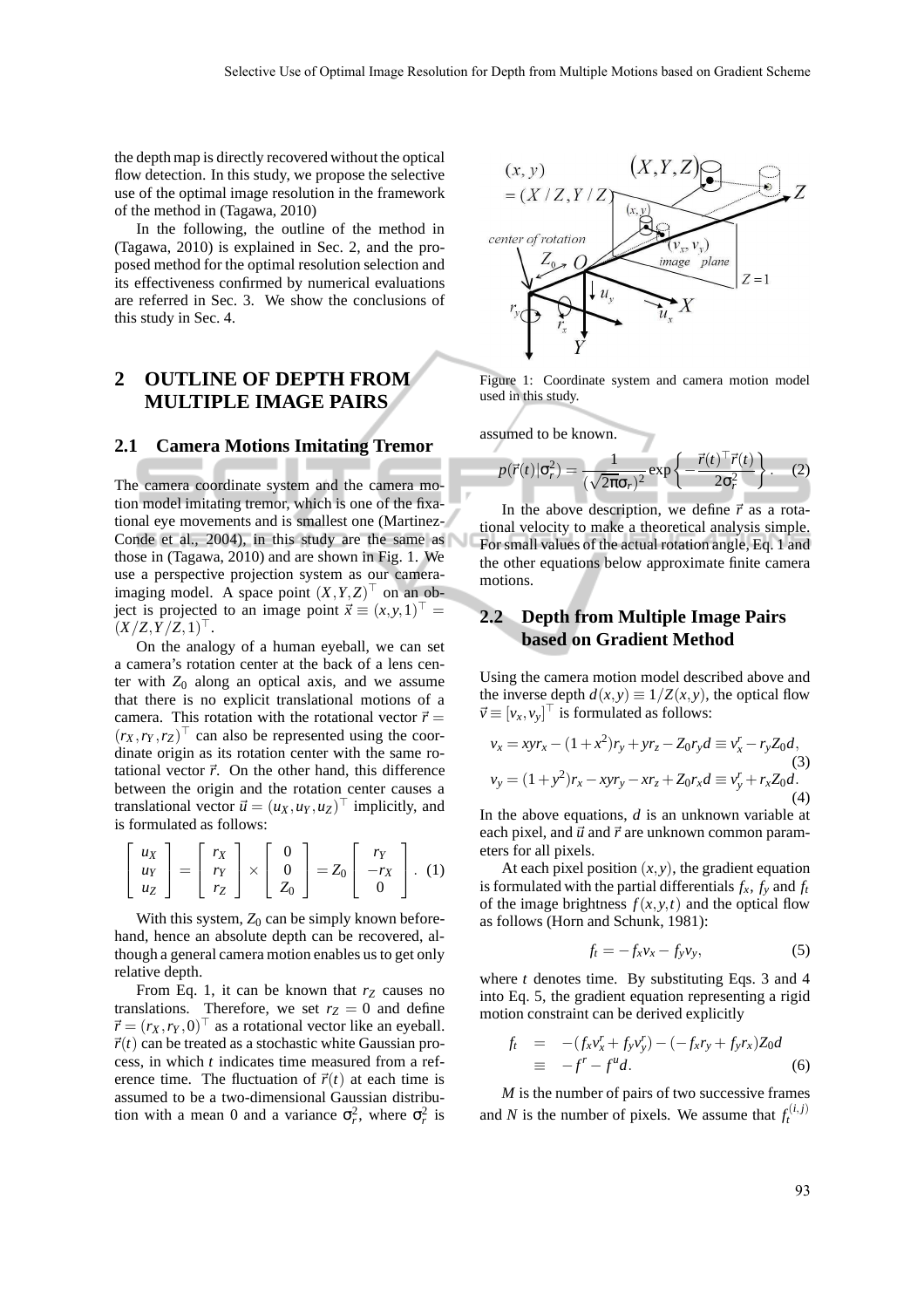the depth map is directly recovered without the optical flow detection. In this study, we propose the selective use of the optimal image resolution in the framework of the method in (Tagawa, 2010)

In the following, the outline of the method in (Tagawa, 2010) is explained in Sec. 2, and the proposed method for the optimal resolution selection and its effectiveness confirmed by numerical evaluations are referred in Sec. 3. We show the conclusions of this study in Sec. 4.

## 2 OUTLINE OF DEPTH FROM MULTIPLE IMAGE PAIRS

### 2.1 Camera Motions Imitating Tremor

The camera coordinate system and the camera motion model imitating tremor, which is one of the fixational eye movements and is smallest one (Martinez-Conde et al., 2004), in this study are the same as those in (Tagawa, 2010) and are shown in Fig. 1. We use a perspective projection system as our camera-imaging model. A space point $(X,Y,Z)^\top$ on an object is projected to an image point $\vec{x} \equiv (x,y,1)^\top = (X/Z,Y/Z,1)^\top$.

On the analogy of a human eyeball, we can set a camera's rotation center at the back of a lens center with $Z_0$ along an optical axis, and we assume that there is no explicit translational motions of a camera. This rotation with the rotational vector $\vec{r} = (r_X, r_Y, r_Z)^\top$ can also be represented using the coordinate origin as its rotation center with the same rotational vector $\vec{r}$. On the other hand, this difference between the origin and the rotation center causes a translational vector $\vec{u} = (u_X, u_Y, u_Z)^\top$ implicitly, and is formulated as follows:

$$
\begin{bmatrix} u_X \\ u_Y \\ u_Z \end{bmatrix} = \begin{bmatrix} r_X \\ r_Y \\ r_Z \end{bmatrix} \times \begin{bmatrix} 0 \\ 0 \\ Z_0 \end{bmatrix} = Z_0 \begin{bmatrix} r_Y \\ -r_X \\ 0 \end{bmatrix}. \quad (1)
$$

With this system, $Z_0$ can be simply known beforehand, hence an absolute depth can be recovered, although a general camera motion enables us to get only relative depth.

From Eq. 1, it can be known that $r_Z$ causes no translations. Therefore, we set $r_Z = 0$ and define $\vec{r} = (r_X, r_Y, 0)^\top$ as a rotational vector like an eyeball. $\vec{r}(t)$ can be treated as a stochastic white Gaussian process, in which $t$ indicates time measured from a reference time. The fluctuation of $\vec{r}(t)$ at each time is assumed to be a two-dimensional Gaussian distribution with a mean 0 and a variance $\sigma_r^2$, where $\sigma_r^2$ is assumed to be known.

$$
p(\vec{r}(t)|\sigma_r^2) = \frac{1}{(\sqrt{2\pi}\sigma_r)^2} \exp\left\{ -\frac{\vec{r}(t)^\top \vec{r}(t)}{2\sigma_r^2} \right\}. \quad (2)
$$

Figure 1: Coordinate system and camera motion model used in this study.

In the above description, we define $\vec{r}$ as a rotational velocity to make a theoretical analysis simple. For small values of the actual rotation angle, Eq. 1 and the other equations below approximate finite camera motions.

### 2.2 Depth from Multiple Image Pairs based on Gradient Method

Using the camera motion model described above and the inverse depth $d(x,y) \equiv 1/Z(x,y)$, the optical flow $\vec{v} \equiv [v_x, v_y]^\top$ is formulated as follows:

$$
v_x = xyr_x - (1+x^2)r_y + yr_z - Z_0 r_y d \equiv v_x^r - r_y Z_0 d, \quad (3)
$$

$$
v_y = (1+y^2)r_x - xyr_y - xr_z + Z_0 r_x d \equiv v_y^r + r_x Z_0 d. \quad (4)
$$

In the above equations, $d$ is an unknown variable at each pixel, and $\vec{u}$ and $\vec{r}$ are unknown common parameters for all pixels.

At each pixel position $(x,y)$, the gradient equation is formulated with the partial differentials $f_x$, $f_y$ and $f_t$ of the image brightness $f(x,y,t)$ and the optical flow as follows (Horn and Schunk, 1981):

$$
f_t = -f_x v_x - f_y v_y, \quad (5)
$$

where $t$ denotes time. By substituting Eqs. 3 and 4 into Eq. 5, the gradient equation representing a rigid motion constraint can be derived explicitly

$$
\begin{aligned}
f_t &= -(f_x v_x^r + f_y v_y^r) - (-f_x r_y + f_y r_x) Z_0 d \\
&\equiv -f^r - f^u d. \quad (6)
\end{aligned}
$$

$M$ is the number of pairs of two successive frames and $N$ is the number of pixels. We assume that $f_t^{(i,j)}$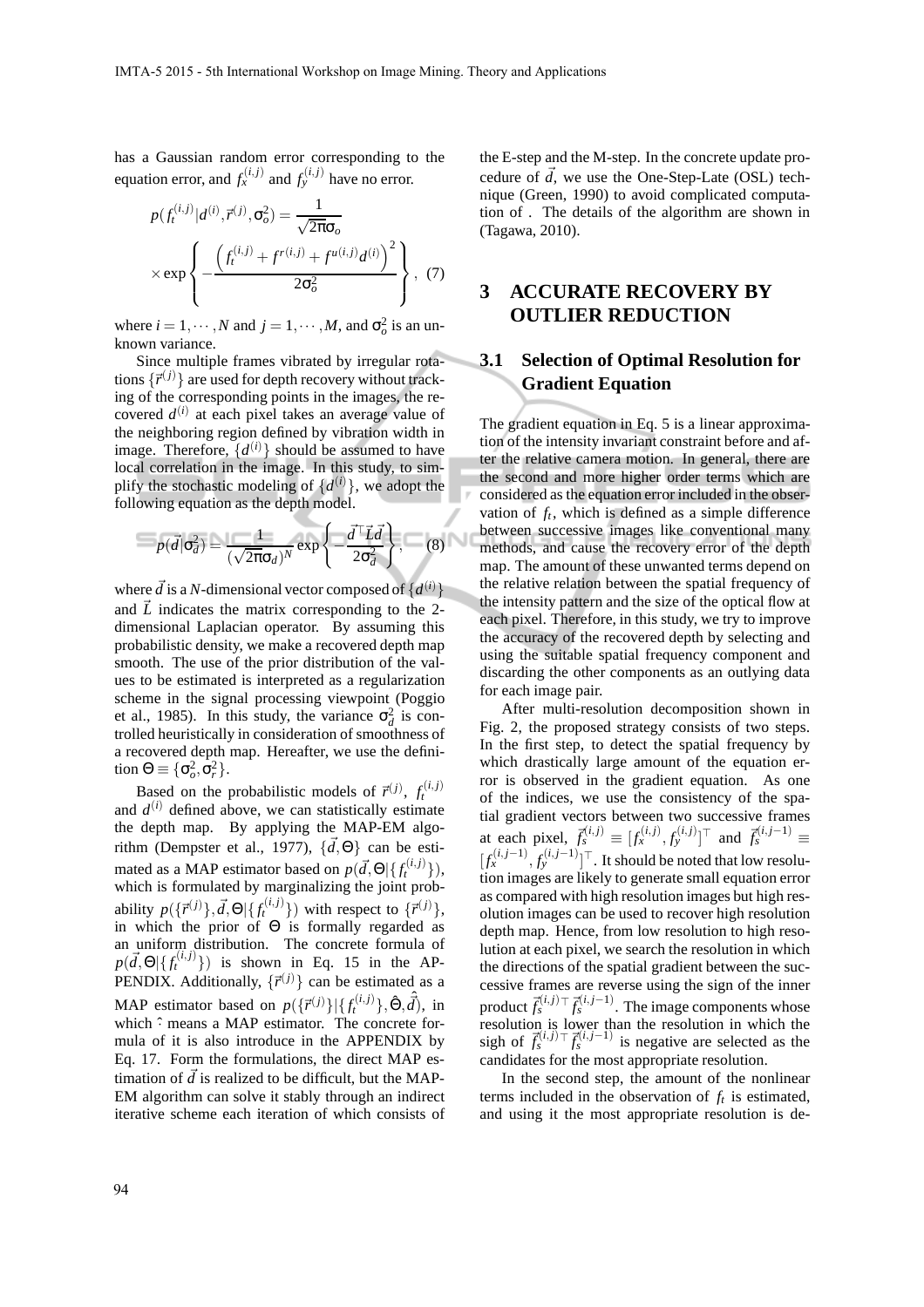has a Gaussian random error corresponding to the equation error, and $f_x^{(i,j)}$ and $f_y^{(i,j)}$ have no error.

$$p(f_t^{(i,j)}|d^{(i)},\vec{r}^{(j)},\sigma_o^2) = \frac{1}{\sqrt{2\pi}\sigma_o} \times \exp\left\{-\frac{\left(f_t^{(i,j)} + f^{r(i,j)} + f^{u(i,j)}d^{(i)}\right)^2}{2\sigma_o^2}\right\}, \quad (7)$$

where $i = 1,\cdots,N$ and $j = 1,\cdots,M$, and $\sigma_o^2$ is an unknown variance.

Since multiple frames vibrated by irregular rotations $\{\vec{r}^{(j)}\}$ are used for depth recovery without tracking of the corresponding points in the images, the recovered $d^{(i)}$ at each pixel takes an average value of the neighboring region defined by vibration width in image. Therefore, $\{d^{(i)}\}$ should be assumed to have local correlation in the image. In this study, to simplify the stochastic modeling of $\{d^{(i)}\}$, we adopt the following equation as the depth model.

$$p(\vec{d}|\sigma_d^2) = \frac{1}{(\sqrt{2\pi}\sigma_d)^N}\exp\left\{-\frac{\vec{d}^\top \vec{L}\vec{d}}{2\sigma_d^2}\right\}, \quad (8)$$

where $\vec{d}$ is a $N$-dimensional vector composed of $\{d^{(i)}\}$ and $\vec{L}$ indicates the matrix corresponding to the 2-dimensional Laplacian operator. By assuming this probabilistic density, we make a recovered depth map smooth. The use of the prior distribution of the values to be estimated is interpreted as a regularization scheme in the signal processing viewpoint (Poggio et al., 1985). In this study, the variance $\sigma_d^2$ is controlled heuristically in consideration of smoothness of a recovered depth map. Hereafter, we use the definition $\Theta \equiv \{\sigma_o^2, \sigma_r^2\}$.

Based on the probabilistic models of $\vec{r}^{(j)}$, $f_t^{(i,j)}$ and $d^{(i)}$ defined above, we can statistically estimate the depth map. By applying the MAP-EM algorithm (Dempster et al., 1977), $\{\vec{d},\Theta\}$ can be estimated as a MAP estimator based on $p(\vec{d},\Theta|\{f_t^{(i,j)}\})$, which is formulated by marginalizing the joint probability $p(\{\vec{r}^{(j)}\},\vec{d},\Theta|\{f_t^{(i,j)}\})$ with respect to $\{\vec{r}^{(j)}\}$, in which the prior of $\Theta$ is formally regarded as an uniform distribution. The concrete formula of $p(\vec{d},\Theta|\{f_t^{(i,j)}\})$ is shown in Eq. 15 in the APPENDIX. Additionally, $\{\vec{r}^{(j)}\}$ can be estimated as a MAP estimator based on $p(\{\vec{r}^{(j)}\}|\{f_t^{(i,j)}\},\hat{\Theta},\hat{\vec{d}})$, in which $\hat{}$ means a MAP estimator. The concrete formula of it is also introduce in the APPENDIX by Eq. 17. Form the formulations, the direct MAP estimation of $\vec{d}$ is realized to be difficult, but the MAP-EM algorithm can solve it stably through an indirect iterative scheme each iteration of which consists of the E-step and the M-step. In the concrete update procedure of $\vec{d}$, we use the One-Step-Late (OSL) technique (Green, 1990) to avoid complicated computation of . The details of the algorithm are shown in (Tagawa, 2010).

# 3 ACCURATE RECOVERY BY OUTLIER REDUCTION

## 3.1 Selection of Optimal Resolution for Gradient Equation

The gradient equation in Eq. 5 is a linear approximation of the intensity invariant constraint before and after the relative camera motion. In general, there are the second and more higher order terms which are considered as the equation error included in the observation of $f_t$, which is defined as a simple difference between successive images like conventional many methods, and cause the recovery error of the depth map. The amount of these unwanted terms depend on the relative relation between the spatial frequency of the intensity pattern and the size of the optical flow at each pixel. Therefore, in this study, we try to improve the accuracy of the recovered depth by selecting and using the suitable spatial frequency component and discarding the other components as an outlying data for each image pair.

After multi-resolution decomposition shown in Fig. 2, the proposed strategy consists of two steps. In the first step, to detect the spatial frequency by which drastically large amount of the equation error is observed in the gradient equation. As one of the indices, we use the consistency of the spatial gradient vectors between two successive frames at each pixel, $\vec{f}_s^{(i,j)} \equiv [f_x^{(i,j)}, f_y^{(i,j)}]^\top$ and $\vec{f}_s^{(i,j-1)} \equiv [f_x^{(i,j-1)}, f_y^{(i,j-1)}]^\top$. It should be noted that low resolution images are likely to generate small equation error as compared with high resolution images but high resolution images can be used to recover high resolution depth map. Hence, from low resolution to high resolution at each pixel, we search the resolution in which the directions of the spatial gradient between the successive frames are reverse using the sign of the inner product $\vec{f}_s^{(i,j)\top}\vec{f}_s^{(i,j-1)}$. The image components whose resolution is lower than the resolution in which the sigh of $\vec{f}_s^{(i,j)\top}\vec{f}_s^{(i,j-1)}$ is negative are selected as the candidates for the most appropriate resolution.

In the second step, the amount of the nonlinear terms included in the observation of $f_t$ is estimated, and using it the most appropriate resolution is de-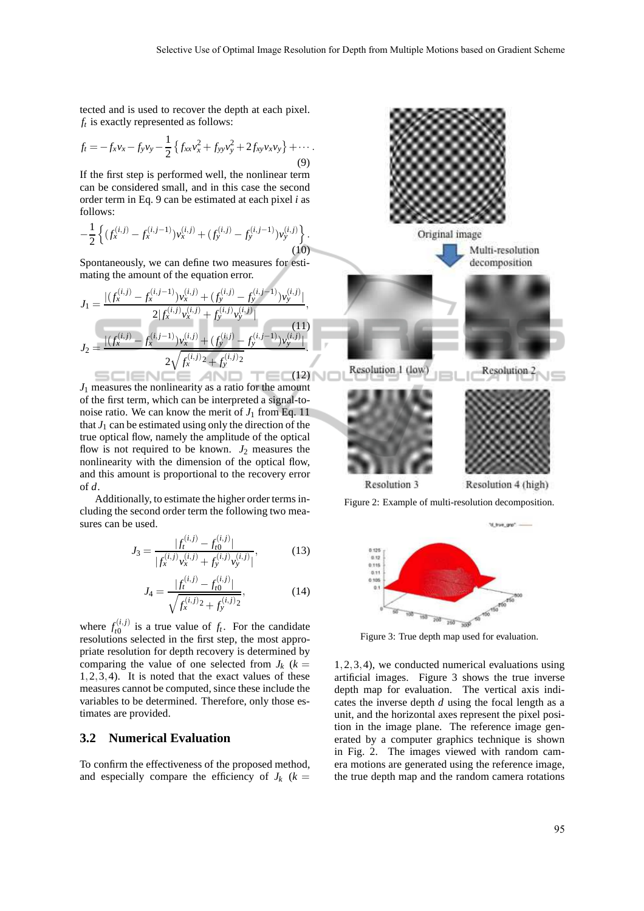tected and is used to recover the depth at each pixel. $f_t$ is exactly represented as follows:

$$f_t = -f_x v_x - f_y v_y - \frac{1}{2}\left\{ f_{xx} v_x^2 + f_{yy} v_y^2 + 2 f_{xy} v_x v_y \right\} + \cdots . \tag{9}$$

If the first step is performed well, the nonlinear term can be considered small, and in this case the second order term in Eq. 9 can be estimated at each pixel $i$ as follows:

$$-\frac{1}{2}\left\{ (f_x^{(i,j)} - f_x^{(i,j-1)}) v_x^{(i,j)} + (f_y^{(i,j)} - f_y^{(i,j-1)}) v_y^{(i,j)} \right\}. \tag{10}$$

Spontaneously, we can define two measures for estimating the amount of the equation error.

$$J_1 = \frac{|(f_x^{(i,j)} - f_x^{(i,j-1)}) v_x^{(i,j)} + (f_y^{(i,j)} - f_y^{(i,j-1)}) v_y^{(i,j)}|}{2|f_x^{(i,j)} v_x^{(i,j)} + f_y^{(i,j)} v_y^{(i,j)}|}, \tag{11}$$

$$J_2 = \frac{|(f_x^{(i,j)} - f_x^{(i,j-1)}) v_x^{(i,j)} + (f_y^{(i,j)} - f_y^{(i,j-1)}) v_y^{(i,j)}|}{2\sqrt{f_x^{(i,j)2} + f_y^{(i,j)2}}}. \tag{12}$$

$J_1$ measures the nonlinearity as a ratio for the amount of the first term, which can be interpreted a signal-to-noise ratio. We can know the merit of $J_1$ from Eq. 11 that $J_1$ can be estimated using only the direction of the true optical flow, namely the amplitude of the optical flow is not required to be known. $J_2$ measures the nonlinearity with the dimension of the optical flow, and this amount is proportional to the recovery error of $d$.

Additionally, to estimate the higher order terms including the second order term the following two measures can be used.

$$J_3 = \frac{|f_t^{(i,j)} - f_{t0}^{(i,j)}|}{|f_x^{(i,j)} v_x^{(i,j)} + f_y^{(i,j)} v_y^{(i,j)}|}, \tag{13}$$

$$J_4 = \frac{|f_t^{(i,j)} - f_{t0}^{(i,j)}|}{\sqrt{f_x^{(i,j)2} + f_y^{(i,j)2}}}, \tag{14}$$

where $f_{t0}^{(i,j)}$ is a true value of $f_t$. For the candidate resolutions selected in the first step, the most appropriate resolution for depth recovery is determined by comparing the value of one selected from $J_k$ ($k = 1,2,3,4$). It is noted that the exact values of these measures cannot be computed, since these include the variables to be determined. Therefore, only those estimates are provided.

### 3.2 Numerical Evaluation

To confirm the effectiveness of the proposed method, and especially compare the efficiency of $J_k$ ($k = 1,2,3,4$), we conducted numerical evaluations using artificial images. Figure 3 shows the true inverse depth map for evaluation. The vertical axis indicates the inverse depth $d$ using the focal length as a unit, and the horizontal axes represent the pixel position in the image plane. The reference image generated by a computer graphics technique is shown in Fig. 2. The images viewed with random camera motions are generated using the reference image, the true depth map and the random camera rotations

Figure 2: Example of multi-resolution decomposition.

Figure 3: True depth map used for evaluation.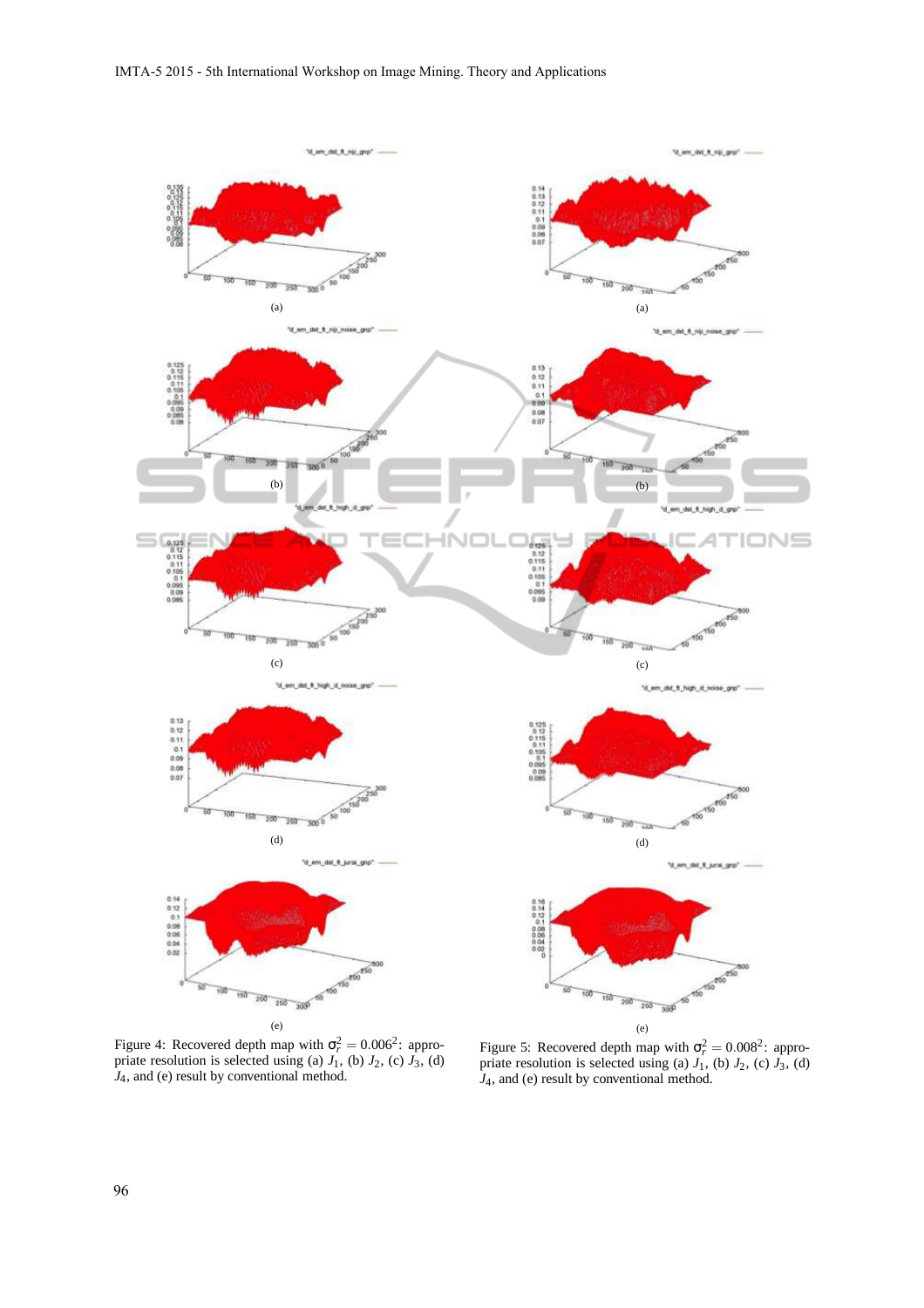Figure 4: Recovered depth map with $\sigma_r^2 = 0.006^2$: appropriate resolution is selected using (a) $J_1$, (b) $J_2$, (c) $J_3$, (d) $J_4$, and (e) result by conventional method.

Figure 5: Recovered depth map with $\sigma_r^2 = 0.008^2$: appropriate resolution is selected using (a) $J_1$, (b) $J_2$, (c) $J_3$, (d) $J_4$, and (e) result by conventional method.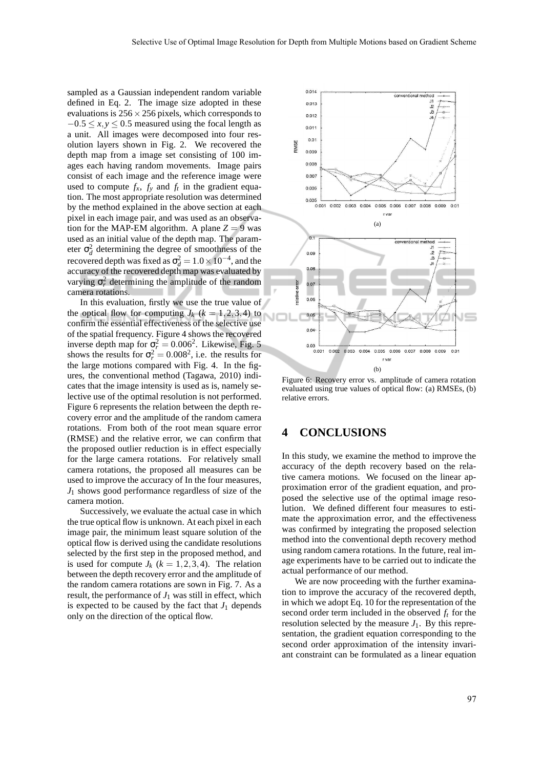sampled as a Gaussian independent random variable defined in Eq. 2. The image size adopted in these evaluations is $256 \times 256$ pixels, which corresponds to $-0.5 \leq x, y \leq 0.5$ measured using the focal length as a unit. All images were decomposed into four resolution layers shown in Fig. 2. We recovered the depth map from a image set consisting of 100 images each having random movements. Image pairs consist of each image and the reference image were used to compute $f_x$, $f_y$ and $f_t$ in the gradient equation. The most appropriate resolution was determined by the method explained in the above section at each pixel in each image pair, and was used as an observation for the MAP-EM algorithm. A plane $Z = 9$ was used as an initial value of the depth map. The parameter $\sigma_d^2$ determining the degree of smoothness of the recovered depth was fixed as $\sigma_d^2 = 1.0 \times 10^{-4}$, and the accuracy of the recovered depth map was evaluated by varying $\sigma_r^2$ determining the amplitude of the random camera rotations.

In this evaluation, firstly we use the true value of the optical flow for computing $J_k$ ($k = 1, 2, 3, 4$) to confirm the essential effectiveness of the selective use of the spatial frequency. Figure 4 shows the recovered inverse depth map for $\sigma_r^2 = 0.006^2$. Likewise, Fig. 5 shows the results for $\sigma_r^2 = 0.008^2$, i.e. the results for the large motions compared with Fig. 4. In the figures, the conventional method (Tagawa, 2010) indicates that the image intensity is used as is, namely selective use of the optimal resolution is not performed. Figure 6 represents the relation between the depth recovery error and the amplitude of the random camera rotations. From both of the root mean square error (RMSE) and the relative error, we can confirm that the proposed outlier reduction is in effect especially for the large camera rotations. For relatively small camera rotations, the proposed all measures can be used to improve the accuracy of In the four measures, $J_1$ shows good performance regardless of size of the camera motion.

Successively, we evaluate the actual case in which the true optical flow is unknown. At each pixel in each image pair, the minimum least square solution of the optical flow is derived using the candidate resolutions selected by the first step in the proposed method, and is used for compute $J_k$ ($k = 1, 2, 3, 4$). The relation between the depth recovery error and the amplitude of the random camera rotations are sown in Fig. 7. As a result, the performance of $J_1$ was still in effect, which is expected to be caused by the fact that $J_1$ depends only on the direction of the optical flow.

(a)

(b)

Figure 6: Recovery error vs. amplitude of camera rotation evaluated using true values of optical flow: (a) RMSEs, (b) relative errors.

## 4 CONCLUSIONS

In this study, we examine the method to improve the accuracy of the depth recovery based on the relative camera motions. We focused on the linear approximation error of the gradient equation, and proposed the selective use of the optimal image resolution. We defined different four measures to estimate the approximation error, and the effectiveness was confirmed by integrating the proposed selection method into the conventional depth recovery method using random camera rotations. In the future, real image experiments have to be carried out to indicate the actual performance of our method.

We are now proceeding with the further examination to improve the accuracy of the recovered depth, in which we adopt Eq. 10 for the representation of the second order term included in the observed $f_t$ for the resolution selected by the measure $J_1$. By this representation, the gradient equation corresponding to the second order approximation of the intensity invariant constraint can be formulated as a linear equation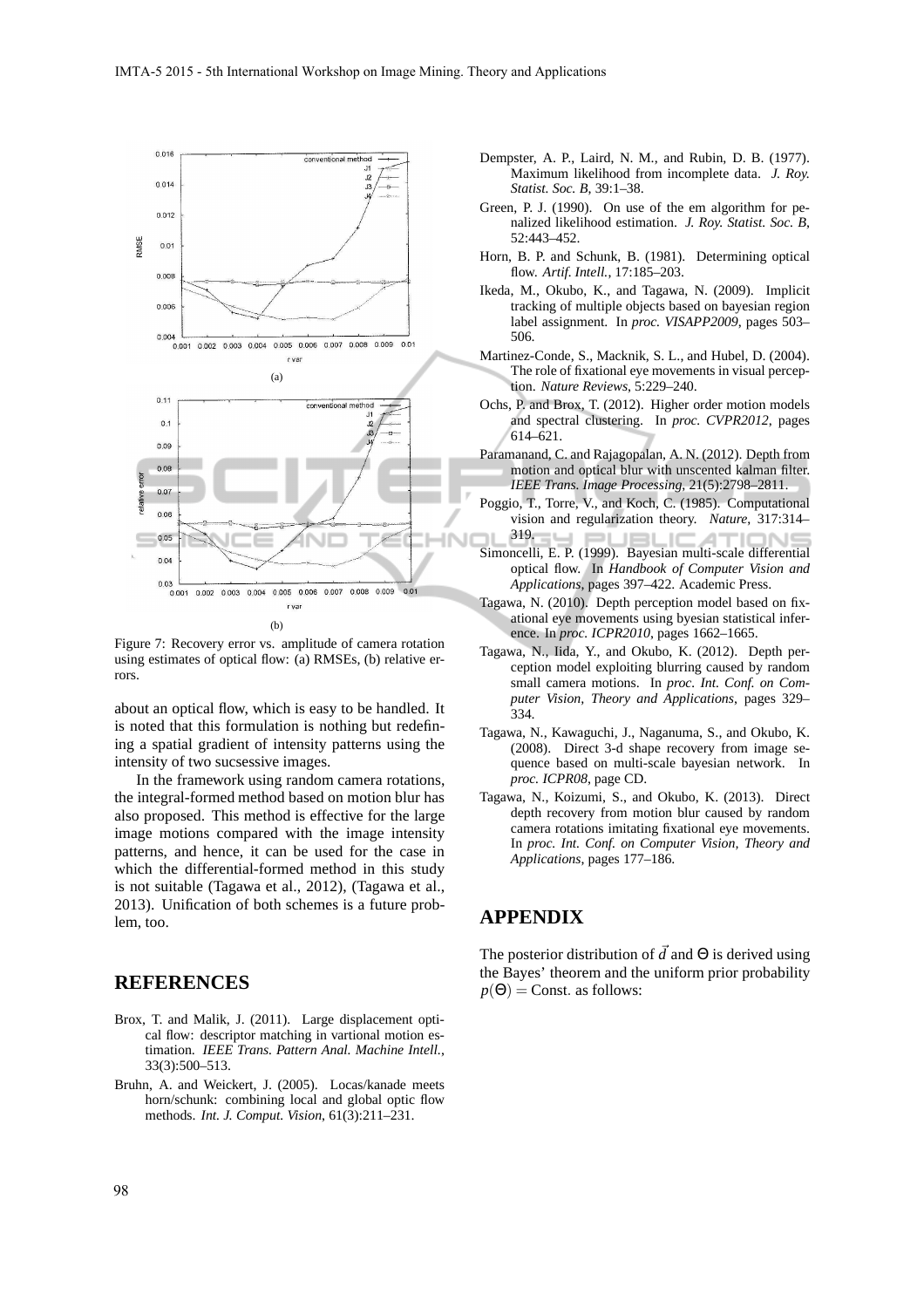Figure 7: Recovery error vs. amplitude of camera rotation using estimates of optical flow: (a) RMSEs, (b) relative errors.

about an optical flow, which is easy to be handled. It is noted that this formulation is nothing but redefining a spatial gradient of intensity patterns using the intensity of two sucsessive images.

In the framework using random camera rotations, the integral-formed method based on motion blur has also proposed. This method is effective for the large image motions compared with the image intensity patterns, and hence, it can be used for the case in which the differential-formed method in this study is not suitable (Tagawa et al., 2012), (Tagawa et al., 2013). Unification of both schemes is a future problem, too.

## REFERENCES

Brox, T. and Malik, J. (2011). Large displacement optical flow: descriptor matching in vartional motion estimation. *IEEE Trans. Pattern Anal. Machine Intell.*, 33(3):500–513.

Bruhn, A. and Weickert, J. (2005). Locas/kanade meets horn/schunk: combining local and global optic flow methods. *Int. J. Comput. Vision*, 61(3):211–231.

Dempster, A. P., Laird, N. M., and Rubin, D. B. (1977). Maximum likelihood from incomplete data. *J. Roy. Statist. Soc. B*, 39:1–38.

Green, P. J. (1990). On use of the em algorithm for penalized likelihood estimation. *J. Roy. Statist. Soc. B*, 52:443–452.

Horn, B. P. and Schunk, B. (1981). Determining optical flow. *Artif. Intell.*, 17:185–203.

Ikeda, M., Okubo, K., and Tagawa, N. (2009). Implicit tracking of multiple objects based on bayesian region label assignment. In *proc. VISAPP2009*, pages 503–506.

Martinez-Conde, S., Macknik, S. L., and Hubel, D. (2004). The role of fixational eye movements in visual perception. *Nature Reviews*, 5:229–240.

Ochs, P. and Brox, T. (2012). Higher order motion models and spectral clustering. In *proc. CVPR2012*, pages 614–621.

Paramanand, C. and Rajagopalan, A. N. (2012). Depth from motion and optical blur with unscented kalman filter. *IEEE Trans. Image Processing*, 21(5):2798–2811.

Poggio, T., Torre, V., and Koch, C. (1985). Computational vision and regularization theory. *Nature*, 317:314–319.

Simoncelli, E. P. (1999). Bayesian multi-scale differential optical flow. In *Handbook of Computer Vision and Applications*, pages 397–422. Academic Press.

Tagawa, N. (2010). Depth perception model based on fixational eye movements using byesian statistical inference. In *proc. ICPR2010*, pages 1662–1665.

Tagawa, N., Iida, Y., and Okubo, K. (2012). Depth perception model exploiting blurring caused by random small camera motions. In *proc. Int. Conf. on Computer Vision, Theory and Applications*, pages 329–334.

Tagawa, N., Kawaguchi, J., Naganuma, S., and Okubo, K. (2008). Direct 3-d shape recovery from image sequence based on multi-scale bayesian network. In *proc. ICPR08*, page CD.

Tagawa, N., Koizumi, S., and Okubo, K. (2013). Direct depth recovery from motion blur caused by random camera rotations imitating fixational eye movements. In *proc. Int. Conf. on Computer Vision, Theory and Applications*, pages 177–186.

## APPENDIX

The posterior distribution of $\vec{d}$ and $\Theta$ is derived using the Bayes' theorem and the uniform prior probability $p(\Theta) = \text{Const.}$ as follows: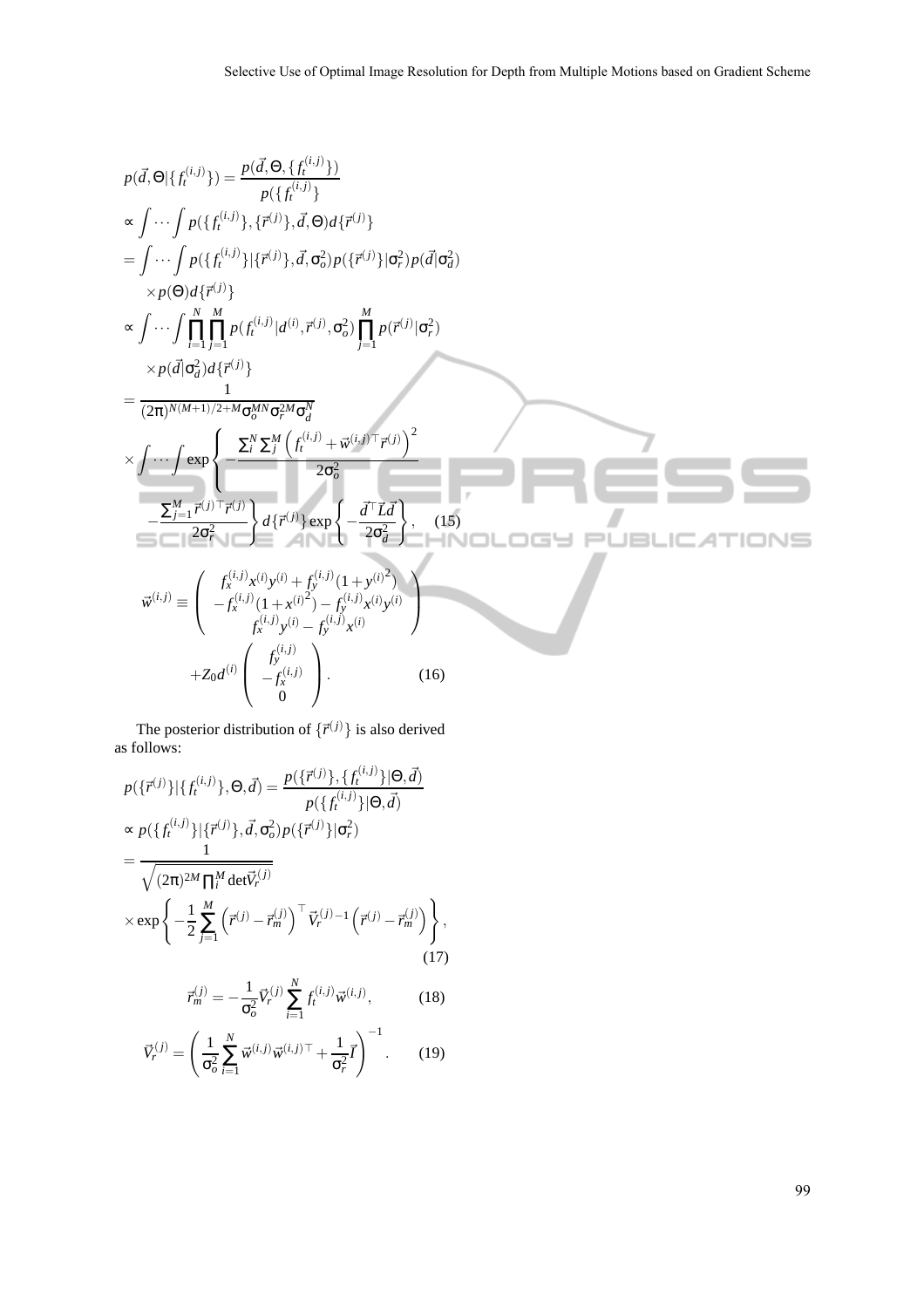$$
\begin{aligned}
p(\vec{d},\Theta|\{f_t^{(i,j)}\}) &= \frac{p(\vec{d},\Theta,\{f_t^{(i,j)}\})}{p(\{f_t^{(i,j)}\}} \\
&\propto \int\cdots\int p(\{f_t^{(i,j)}\},\{\vec{r}^{(j)}\},\vec{d},\Theta)d\{\vec{r}^{(j)}\} \\
&= \int\cdots\int p(\{f_t^{(i,j)}\}|\{\vec{r}^{(j)}\},\vec{d},\sigma_o^2)p(\{\vec{r}^{(j)}\}|\sigma_r^2)p(\vec{d}|\sigma_d^2) \\
&\quad\times p(\Theta)d\{\vec{r}^{(j)}\} \\
&\propto \int\cdots\int \prod_{i=1}^{N}\prod_{j=1}^{M} p(f_t^{(i,j)}|d^{(i)},\vec{r}^{(j)},\sigma_o^2)\prod_{j=1}^{M}p(\vec{r}^{(j)}|\sigma_r^2) \\
&\quad\times p(\vec{d}|\sigma_d^2)d\{\vec{r}^{(j)}\} \\
&= \frac{1}{(2\pi)^{N(M+1)/2+M}\sigma_o^{MN}\sigma_r^{2M}\sigma_d^{N}} \\
&\quad\times\int\cdots\int \exp\left\{-\frac{\sum_i^N\sum_j^M\left(f_t^{(i,j)}+\vec{w}^{(i,j)\top}\vec{r}^{(j)}\right)^2}{2\sigma_o^2}\right. \\
&\quad\left.-\frac{\sum_{j=1}^{M}\vec{r}^{(j)\top}\vec{r}^{(j)}}{2\sigma_r^2}\right\}d\{\vec{r}^{(j)}\}\exp\left\{-\frac{\vec{d}^\top\vec{L}\vec{d}}{2\sigma_d^2}\right\}, \qquad (15)
\end{aligned}
$$

$$
\vec{w}^{(i,j)} \equiv \begin{pmatrix} f_x^{(i,j)}x^{(i)}y^{(i)}+f_y^{(i,j)}(1+y^{(i)^2}) \\ -f_x^{(i,j)}(1+x^{(i)^2})-f_y^{(i,j)}x^{(i)}y^{(i)} \\ f_x^{(i,j)}y^{(i)}-f_y^{(i,j)}x^{(i)} \end{pmatrix} + Z_0 d^{(i)}\begin{pmatrix} f_y^{(i,j)} \\ -f_x^{(i,j)} \\ 0 \end{pmatrix}. \qquad (16)
$$

The posterior distribution of $\{\vec{r}^{(j)}\}$ is also derived as follows:

$$
\begin{aligned}
p(\{\vec{r}^{(j)}\}|\{f_t^{(i,j)}\},\Theta,\vec{d}) &= \frac{p(\{\vec{r}^{(j)}\},\{f_t^{(i,j)}\}|\Theta,\vec{d})}{p(\{f_t^{(i,j)}\}|\Theta,\vec{d})} \\
&\propto p(\{f_t^{(i,j)}\}|\{\vec{r}^{(j)}\},\vec{d},\sigma_o^2)p(\{\vec{r}^{(j)}\}|\sigma_r^2) \\
&= \frac{1}{\sqrt{(2\pi)^{2M}\prod_i^M \det\vec{V}_r^{(j)}}} \\
&\quad\times\exp\left\{-\frac{1}{2}\sum_{j=1}^{M}\left(\vec{r}^{(j)}-\vec{r}_m^{(j)}\right)^\top\vec{V}_r^{(j)-1}\left(\vec{r}^{(j)}-\vec{r}_m^{(j)}\right)\right\}, \qquad (17)
\end{aligned}
$$

$$
\vec{r}_m^{(j)} = -\frac{1}{\sigma_o^2}\vec{V}_r^{(j)}\sum_{i=1}^{N}f_t^{(i,j)}\vec{w}^{(i,j)}, \qquad (18)
$$

$$
\vec{V}_r^{(j)} = \left(\frac{1}{\sigma_o^2}\sum_{i=1}^{N}\vec{w}^{(i,j)}\vec{w}^{(i,j)\top}+\frac{1}{\sigma_r^2}\vec{I}\right)^{-1}. \qquad (19)
$$